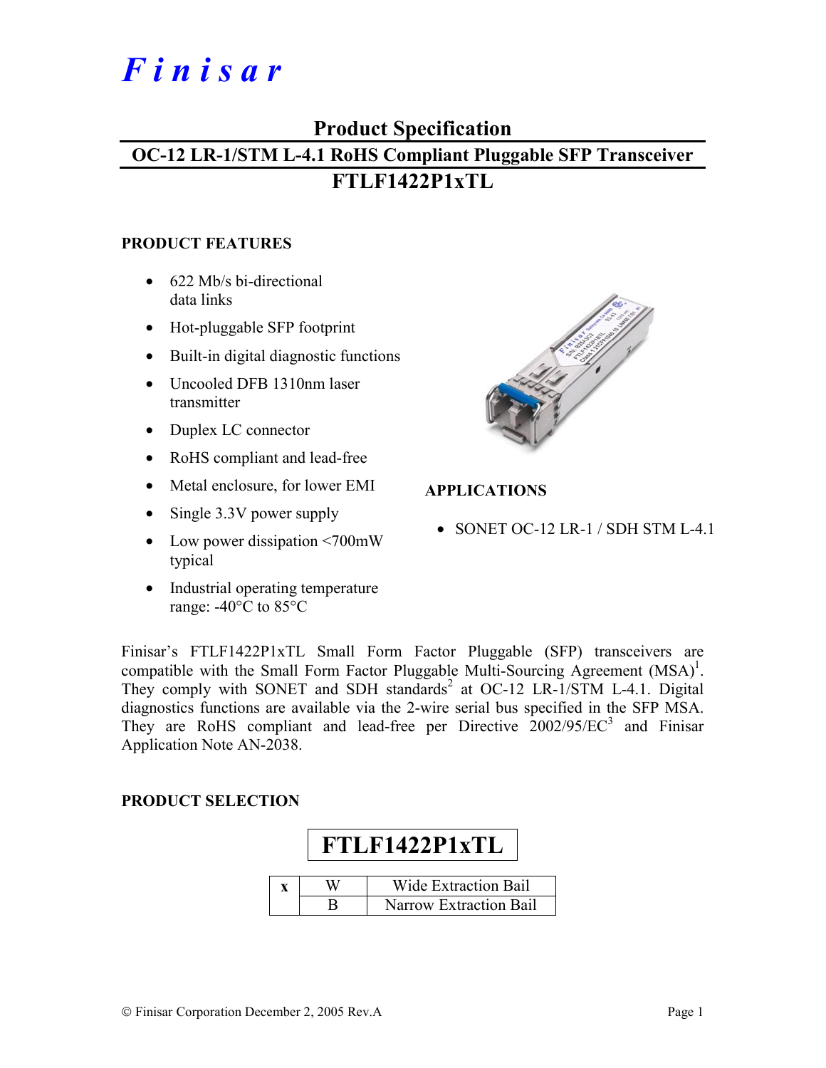*Finisar*

# Product Specification

## OC-12 LR-1/STM L-4.1 RoHS Compliant Pluggable SFP Transceiver

## FTLF1422P1xTL

### PRODUCT FEATURES

- 622 Mb/s bi-directional data links
- Hot-pluggable SFP footprint
- Built-in digital diagnostic functions
- Uncooled DFB 1310nm laser transmitter
- Duplex LC connector
- RoHS compliant and lead-free
- Metal enclosure, for lower EMI
- Single 3.3V power supply
- Low power dissipation <700mW typical
- Industrial operating temperature range: -40°C to 85°C

### APPLICATIONS

- SONET OC-12 LR-1 / SDH STM L-4.1

Finisar's FTLF1422P1xTL Small Form Factor Pluggable (SFP) transceivers are compatible with the Small Form Factor Pluggable Multi-Sourcing Agreement (MSA)[1]. They comply with SONET and SDH standards[2] at OC-12 LR-1/STM L-4.1. Digital diagnostics functions are available via the 2-wire serial bus specified in the SFP MSA. They are RoHS compliant and lead-free per Directive 2002/95/EC[3] and Finisar Application Note AN-2038.

### PRODUCT SELECTION

**FTLF1422P1xTL**

| x | | |
|---|---|---|
| | W | Wide Extraction Bail |
| | B | Narrow Extraction Bail |

© Finisar Corporation December 2, 2005 Rev.A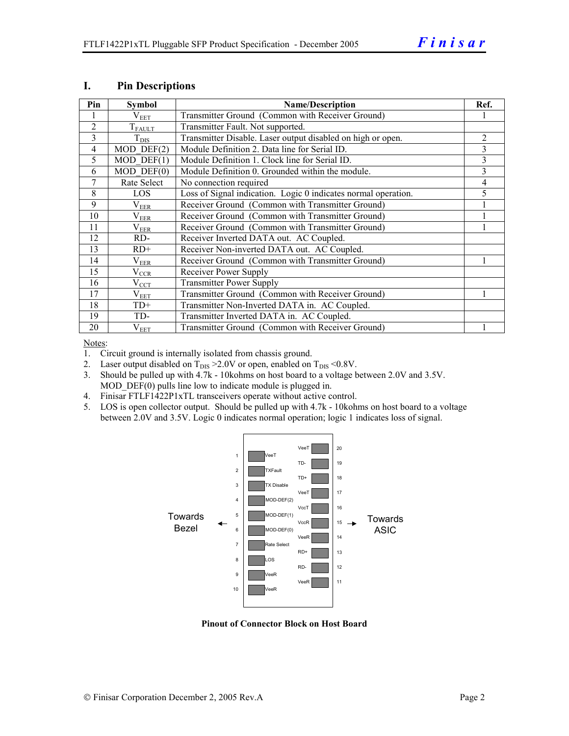## I. Pin Descriptions

| Pin | Symbol | Name/Description | Ref. |
|---|---|---|---|
| 1 | $V_{EET}$ | Transmitter Ground (Common with Receiver Ground) | 1 |
| 2 | $T_{FAULT}$ | Transmitter Fault. Not supported. | |
| 3 | $T_{DIS}$ | Transmitter Disable. Laser output disabled on high or open. | 2 |
| 4 | MOD_DEF(2) | Module Definition 2. Data line for Serial ID. | 3 |
| 5 | MOD_DEF(1) | Module Definition 1. Clock line for Serial ID. | 3 |
| 6 | MOD_DEF(0) | Module Definition 0. Grounded within the module. | 3 |
| 7 | Rate Select | No connection required | 4 |
| 8 | LOS | Loss of Signal indication. Logic 0 indicates normal operation. | 5 |
| 9 | $V_{EER}$ | Receiver Ground (Common with Transmitter Ground) | 1 |
| 10 | $V_{EER}$ | Receiver Ground (Common with Transmitter Ground) | 1 |
| 11 | $V_{EER}$ | Receiver Ground (Common with Transmitter Ground) | 1 |
| 12 | RD- | Receiver Inverted DATA out. AC Coupled. | |
| 13 | RD+ | Receiver Non-inverted DATA out. AC Coupled. | |
| 14 | $V_{EER}$ | Receiver Ground (Common with Transmitter Ground) | 1 |
| 15 | $V_{CCR}$ | Receiver Power Supply | |
| 16 | $V_{CCT}$ | Transmitter Power Supply | |
| 17 | $V_{EET}$ | Transmitter Ground (Common with Receiver Ground) | 1 |
| 18 | TD+ | Transmitter Non-Inverted DATA in. AC Coupled. | |
| 19 | TD- | Transmitter Inverted DATA in. AC Coupled. | |
| 20 | $V_{EET}$ | Transmitter Ground (Common with Receiver Ground) | 1 |

Notes:

1. Circuit ground is internally isolated from chassis ground.
2. Laser output disabled on $T_{DIS}$ >2.0V or open, enabled on $T_{DIS}$ <0.8V.
3. Should be pulled up with 4.7k - 10kohms on host board to a voltage between 2.0V and 3.5V. MOD_DEF(0) pulls line low to indicate module is plugged in.
4. Finisar FTLF1422P1xTL transceivers operate without active control.
5. LOS is open collector output. Should be pulled up with 4.7k - 10kohms on host board to a voltage between 2.0V and 3.5V. Logic 0 indicates normal operation; logic 1 indicates loss of signal.

| Pin | Signal | Signal | Pin |
|---|---|---|---|
| | | VeeT | 20 |
| 1 | VeeT | TD- | 19 |
| 2 | TXFault | TD+ | 18 |
| 3 | TX Disable | VeeT | 17 |
| 4 | MOD-DEF(2) | VccT | 16 |
| 5 | MOD-DEF(1) | VccR | 15 |
| 6 | MOD-DEF(0) | VeeR | 14 |
| 7 | Rate Select | RD+ | 13 |
| 8 | LOS | RD- | 12 |
| 9 | VeeR | VeeR | 11 |
| 10 | VeeR | | |

Towards Bezel ← (pins 1–10) | (pins 11–20) → Towards ASIC

**Pinout of Connector Block on Host Board**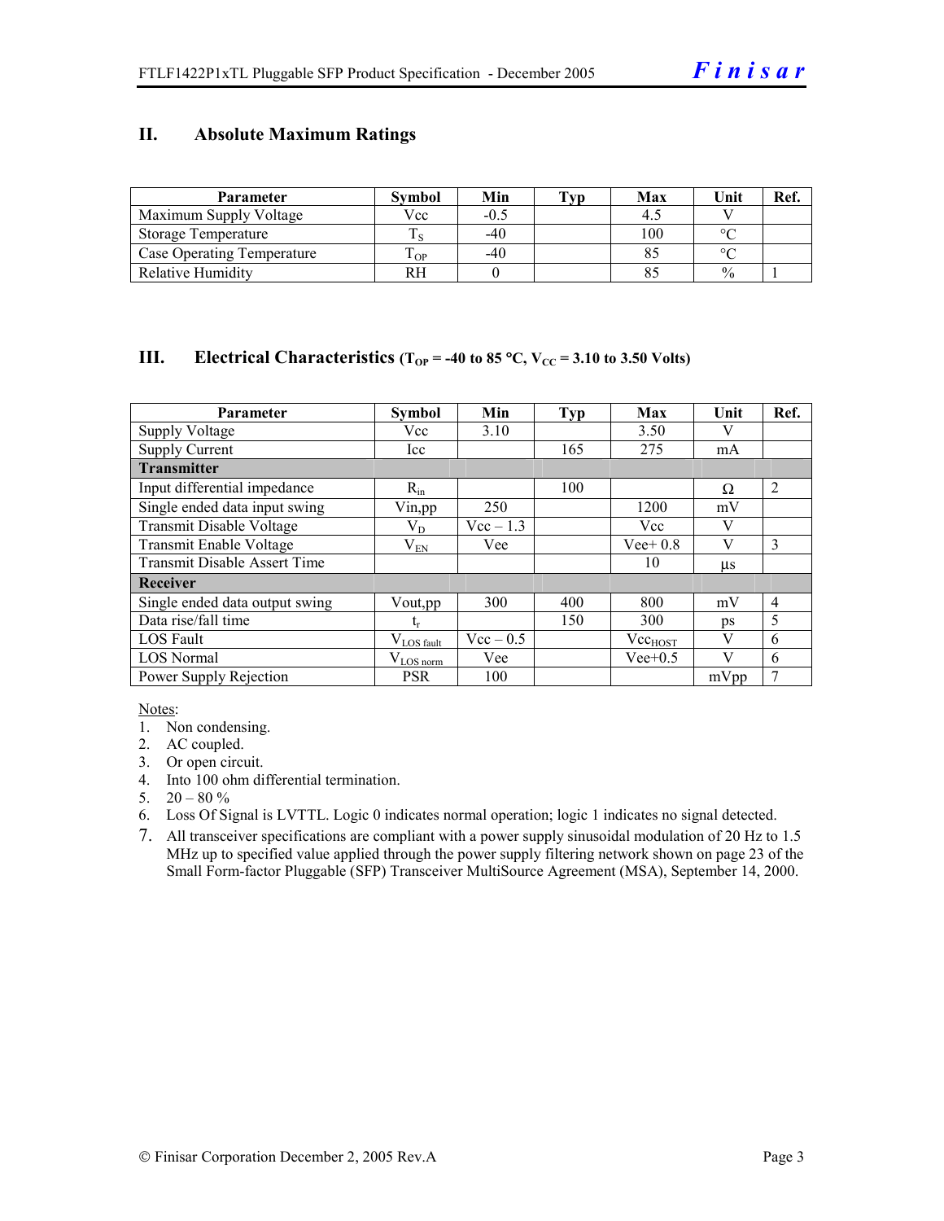## II. Absolute Maximum Ratings

| Parameter | Symbol | Min | Typ | Max | Unit | Ref. |
|---|---|---|---|---|---|---|
| Maximum Supply Voltage | Vcc | -0.5 | | 4.5 | V | |
| Storage Temperature | $T_S$ | -40 | | 100 | °C | |
| Case Operating Temperature | $T_{OP}$ | -40 | | 85 | °C | |
| Relative Humidity | RH | 0 | | 85 | % | 1 |

## III. Electrical Characteristics ($T_{OP}$ = -40 to 85 °C, $V_{CC}$ = 3.10 to 3.50 Volts)

| Parameter | Symbol | Min | Typ | Max | Unit | Ref. |
|---|---|---|---|---|---|---|
| Supply Voltage | Vcc | 3.10 | | 3.50 | V | |
| Supply Current | Icc | | 165 | 275 | mA | |
| **Transmitter** | | | | | | |
| Input differential impedance | $R_{in}$ | | 100 | | Ω | 2 |
| Single ended data input swing | Vin,pp | 250 | | 1200 | mV | |
| Transmit Disable Voltage | $V_D$ | Vcc – 1.3 | | Vcc | V | |
| Transmit Enable Voltage | $V_{EN}$ | Vee | | Vee+ 0.8 | V | 3 |
| Transmit Disable Assert Time | | | | 10 | µs | |
| **Receiver** | | | | | | |
| Single ended data output swing | Vout,pp | 300 | 400 | 800 | mV | 4 |
| Data rise/fall time | $t_r$ | | 150 | 300 | ps | 5 |
| LOS Fault | $V_{LOS\ fault}$ | Vcc – 0.5 | | $Vcc_{HOST}$ | V | 6 |
| LOS Normal | $V_{LOS\ norm}$ | Vee | | Vee+0.5 | V | 6 |
| Power Supply Rejection | PSR | 100 | | | mVpp | 7 |

Notes:
1. Non condensing.
2. AC coupled.
3. Or open circuit.
4. Into 100 ohm differential termination.
5. 20 – 80 %
6. Loss Of Signal is LVTTL. Logic 0 indicates normal operation; logic 1 indicates no signal detected.
7. All transceiver specifications are compliant with a power supply sinusoidal modulation of 20 Hz to 1.5 MHz up to specified value applied through the power supply filtering network shown on page 23 of the Small Form-factor Pluggable (SFP) Transceiver MultiSource Agreement (MSA), September 14, 2000.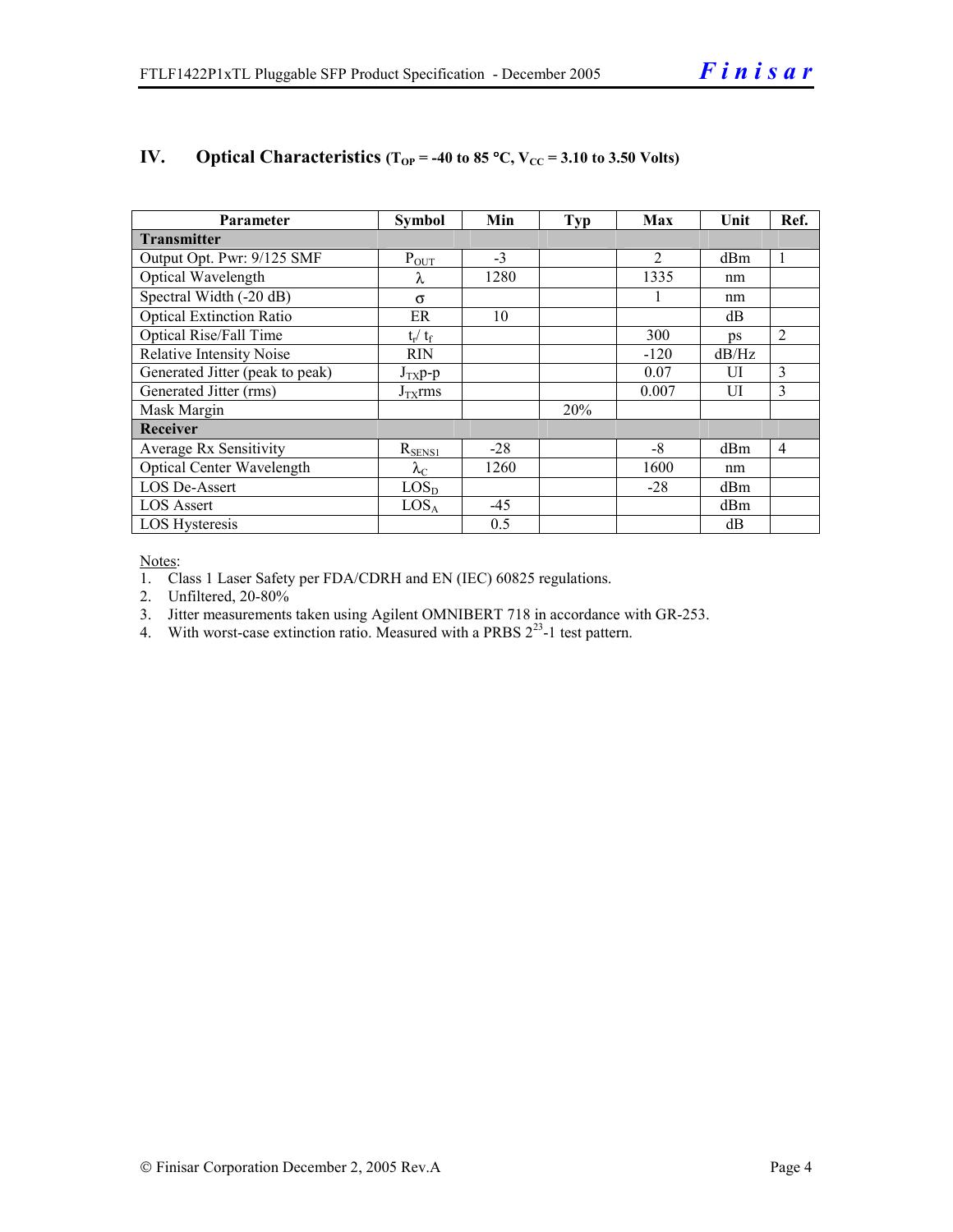## IV. Optical Characteristics ($T_{OP}$ = -40 to 85 °C, $V_{CC}$ = 3.10 to 3.50 Volts)

| Parameter | Symbol | Min | Typ | Max | Unit | Ref. |
|---|---|---|---|---|---|---|
| **Transmitter** | | | | | | |
| Output Opt. Pwr: 9/125 SMF | $P_{OUT}$ | -3 | | 2 | dBm | 1 |
| Optical Wavelength | $\lambda$ | 1280 | | 1335 | nm | |
| Spectral Width (-20 dB) | $\sigma$ | | | 1 | nm | |
| Optical Extinction Ratio | ER | 10 | | | dB | |
| Optical Rise/Fall Time | $t_r$/ $t_f$ | | | 300 | ps | 2 |
| Relative Intensity Noise | RIN | | | -120 | dB/Hz | |
| Generated Jitter (peak to peak) | $J_{TX}$p-p | | | 0.07 | UI | 3 |
| Generated Jitter (rms) | $J_{TX}$rms | | | 0.007 | UI | 3 |
| Mask Margin | | | 20% | | | |
| **Receiver** | | | | | | |
| Average Rx Sensitivity | $R_{SENS1}$ | -28 | | -8 | dBm | 4 |
| Optical Center Wavelength | $\lambda_C$ | 1260 | | 1600 | nm | |
| LOS De-Assert | $LOS_D$ | | | -28 | dBm | |
| LOS Assert | $LOS_A$ | -45 | | | dBm | |
| LOS Hysteresis | | 0.5 | | | dB | |

Notes:

1. Class 1 Laser Safety per FDA/CDRH and EN (IEC) 60825 regulations.
2. Unfiltered, 20-80%
3. Jitter measurements taken using Agilent OMNIBERT 718 in accordance with GR-253.
4. With worst-case extinction ratio. Measured with a PRBS $2^{23}$-1 test pattern.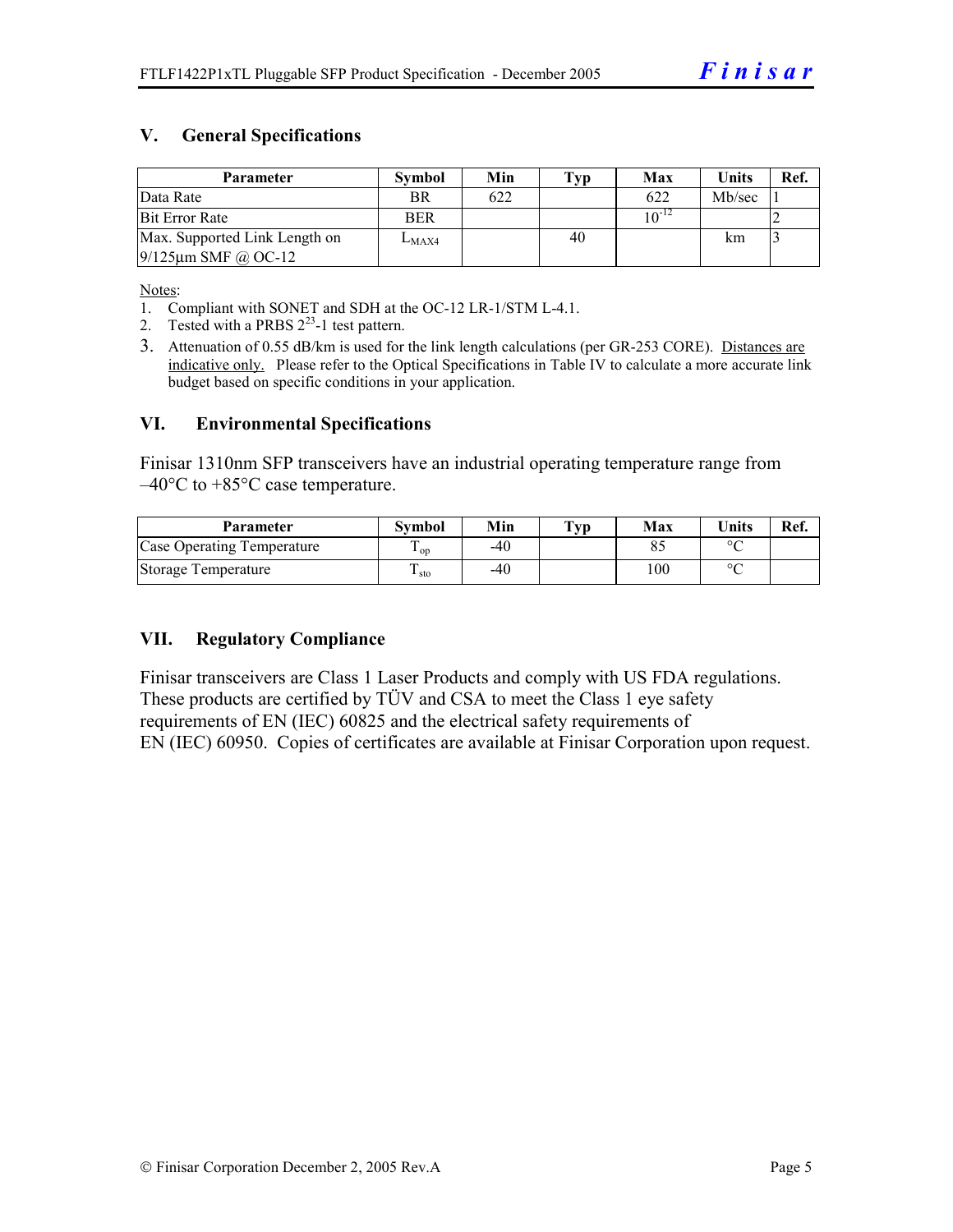## V. General Specifications

| Parameter | Symbol | Min | Typ | Max | Units | Ref. |
|---|---|---|---|---|---|---|
| Data Rate | BR | 622 | | 622 | Mb/sec | 1 |
| Bit Error Rate | BER | | | $10^{-12}$ | | 2 |
| Max. Supported Link Length on 9/125µm SMF @ OC-12 | $L_{MAX4}$ | | 40 | | km | 3 |

Notes:
1. Compliant with SONET and SDH at the OC-12 LR-1/STM L-4.1.
2. Tested with a PRBS $2^{23}$-1 test pattern.
3. Attenuation of 0.55 dB/km is used for the link length calculations (per GR-253 CORE). Distances are indicative only. Please refer to the Optical Specifications in Table IV to calculate a more accurate link budget based on specific conditions in your application.

## VI. Environmental Specifications

Finisar 1310nm SFP transceivers have an industrial operating temperature range from –40°C to +85°C case temperature.

| Parameter | Symbol | Min | Typ | Max | Units | Ref. |
|---|---|---|---|---|---|---|
| Case Operating Temperature | $T_{op}$ | -40 | | 85 | °C | |
| Storage Temperature | $T_{sto}$ | -40 | | 100 | °C | |

## VII. Regulatory Compliance

Finisar transceivers are Class 1 Laser Products and comply with US FDA regulations. These products are certified by TÜV and CSA to meet the Class 1 eye safety requirements of EN (IEC) 60825 and the electrical safety requirements of EN (IEC) 60950. Copies of certificates are available at Finisar Corporation upon request.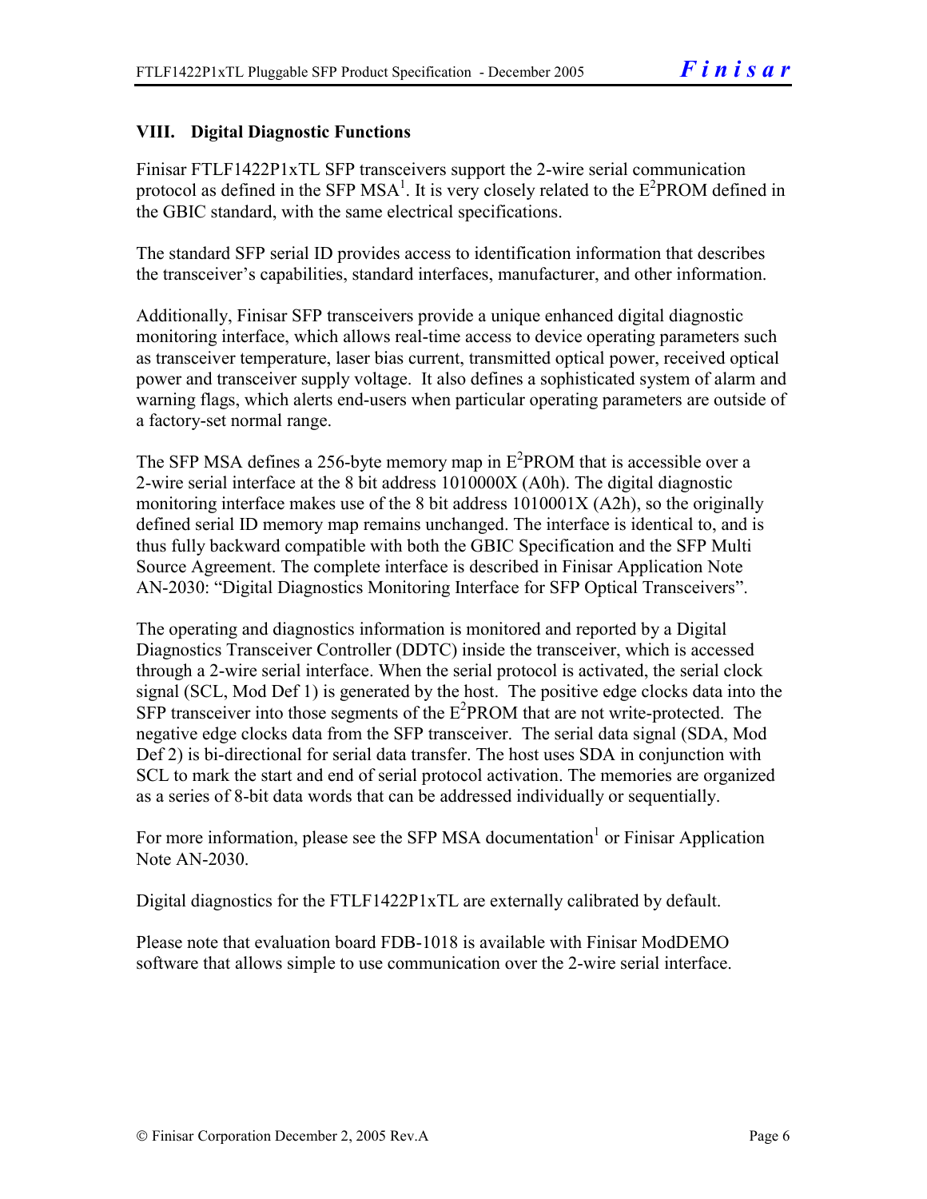## VIII. Digital Diagnostic Functions

Finisar FTLF1422P1xTL SFP transceivers support the 2-wire serial communication protocol as defined in the SFP MSA[1]. It is very closely related to the $E^2$PROM defined in the GBIC standard, with the same electrical specifications.

The standard SFP serial ID provides access to identification information that describes the transceiver's capabilities, standard interfaces, manufacturer, and other information.

Additionally, Finisar SFP transceivers provide a unique enhanced digital diagnostic monitoring interface, which allows real-time access to device operating parameters such as transceiver temperature, laser bias current, transmitted optical power, received optical power and transceiver supply voltage. It also defines a sophisticated system of alarm and warning flags, which alerts end-users when particular operating parameters are outside of a factory-set normal range.

The SFP MSA defines a 256-byte memory map in $E^2$PROM that is accessible over a 2-wire serial interface at the 8 bit address 1010000X (A0h). The digital diagnostic monitoring interface makes use of the 8 bit address 1010001X (A2h), so the originally defined serial ID memory map remains unchanged. The interface is identical to, and is thus fully backward compatible with both the GBIC Specification and the SFP Multi Source Agreement. The complete interface is described in Finisar Application Note AN-2030: "Digital Diagnostics Monitoring Interface for SFP Optical Transceivers".

The operating and diagnostics information is monitored and reported by a Digital Diagnostics Transceiver Controller (DDTC) inside the transceiver, which is accessed through a 2-wire serial interface. When the serial protocol is activated, the serial clock signal (SCL, Mod Def 1) is generated by the host. The positive edge clocks data into the SFP transceiver into those segments of the $E^2$PROM that are not write-protected. The negative edge clocks data from the SFP transceiver. The serial data signal (SDA, Mod Def 2) is bi-directional for serial data transfer. The host uses SDA in conjunction with SCL to mark the start and end of serial protocol activation. The memories are organized as a series of 8-bit data words that can be addressed individually or sequentially.

For more information, please see the SFP MSA documentation[1] or Finisar Application Note AN-2030.

Digital diagnostics for the FTLF1422P1xTL are externally calibrated by default.

Please note that evaluation board FDB-1018 is available with Finisar ModDEMO software that allows simple to use communication over the 2-wire serial interface.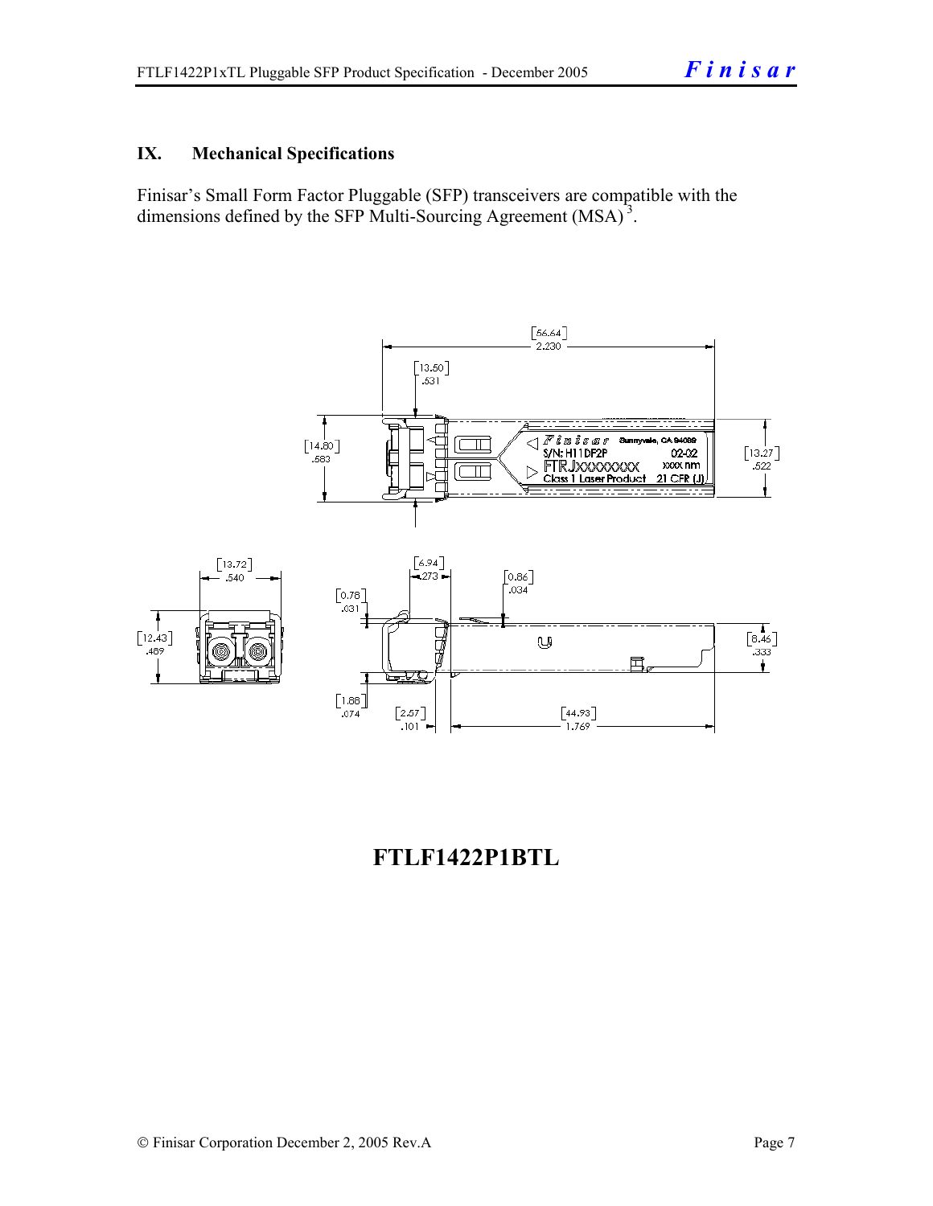## IX. Mechanical Specifications

Finisar's Small Form Factor Pluggable (SFP) transceivers are compatible with the dimensions defined by the SFP Multi-Sourcing Agreement (MSA)[3].

**FTLF1422P1BTL**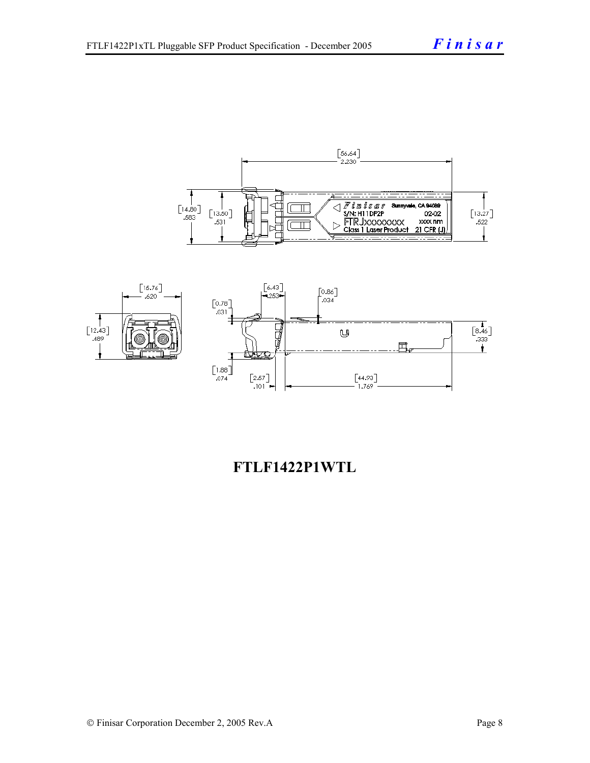**FTLF1422P1WTL**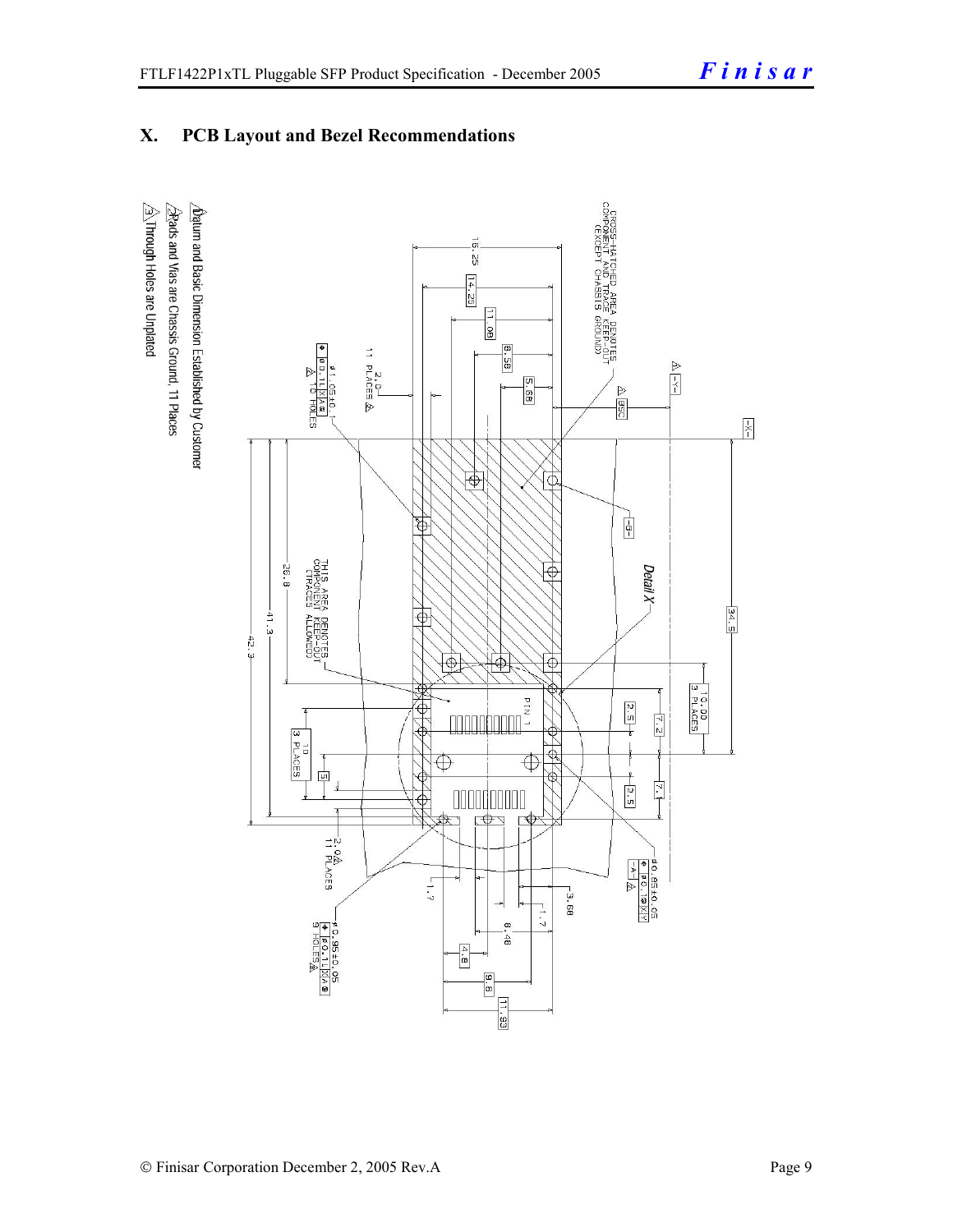## X. PCB Layout and Bezel Recommendations

CROSS-HATCHED AREA DENOTES COMPONENT AND TRACE KEEP-OUT (EXCEPT CHASSIS GROUND)

THIS AREA DENOTES COMPONENT KEEP-OUT (TRACES ALLOWED)

Detail X

PIN 1

16.25 | 14.25 | 11.08 | 8.58 | 5.68 | 34.5 | 26.8 | 41.3 | 42.3 | 10.00 3 PLACES | 7.2 | 2.5 | 7.1 | 2.5 | 10 3 PLACES | 5 | 3.68 | 1.7 | 1.7 | 8.48 | 4.8 | 9.6 | 11.93

2.0 11 PLACES

⌀1.05±0.01 16 HOLES

⌀0.85±0.05

⌀0.95±0.05 9 HOLES

1. Datum and Basic Dimension Established by Customer
2. Pads and Vias are Chassis Ground, 11 Places
3. Through Holes are Unplated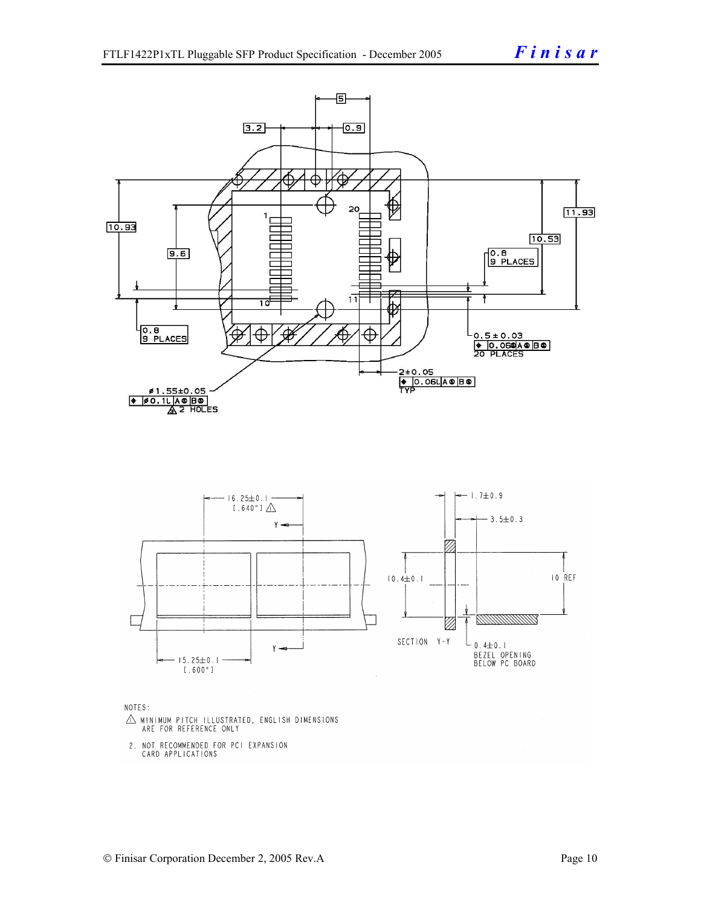NOTES:

1. MINIMUM PITCH ILLUSTRATED, ENGLISH DIMENSIONS ARE FOR REFERENCE ONLY
2. NOT RECOMMENDED FOR PCI EXPANSION CARD APPLICATIONS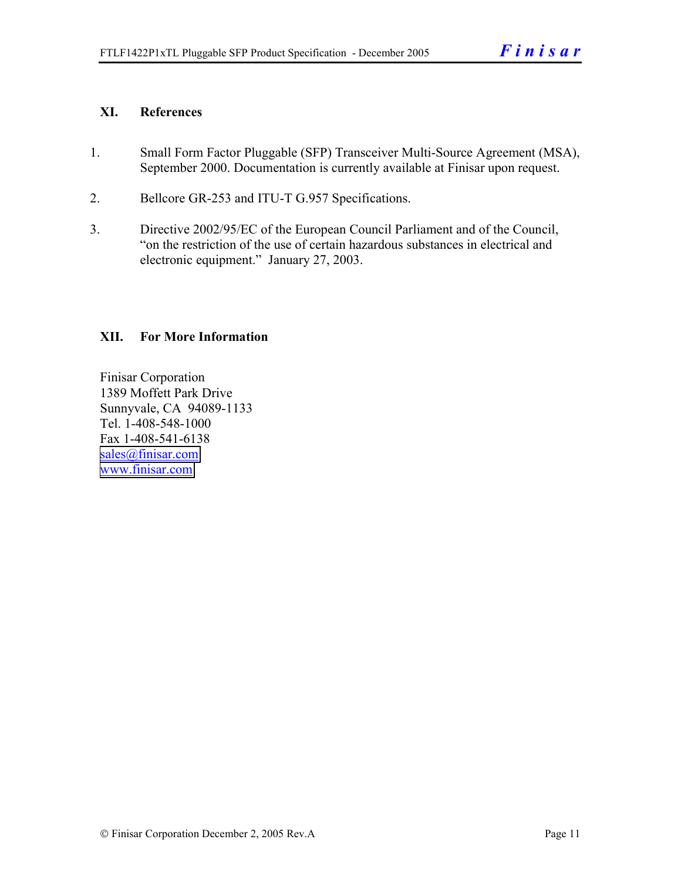## XI. References

1. Small Form Factor Pluggable (SFP) Transceiver Multi-Source Agreement (MSA), September 2000. Documentation is currently available at Finisar upon request.

2. Bellcore GR-253 and ITU-T G.957 Specifications.

3. Directive 2002/95/EC of the European Council Parliament and of the Council, "on the restriction of the use of certain hazardous substances in electrical and electronic equipment." January 27, 2003.

## XII. For More Information

Finisar Corporation
1389 Moffett Park Drive
Sunnyvale, CA 94089-1133
Tel. 1-408-548-1000
Fax 1-408-541-6138
sales@finisar.com
www.finisar.com

© Finisar Corporation December 2, 2005 Rev.A